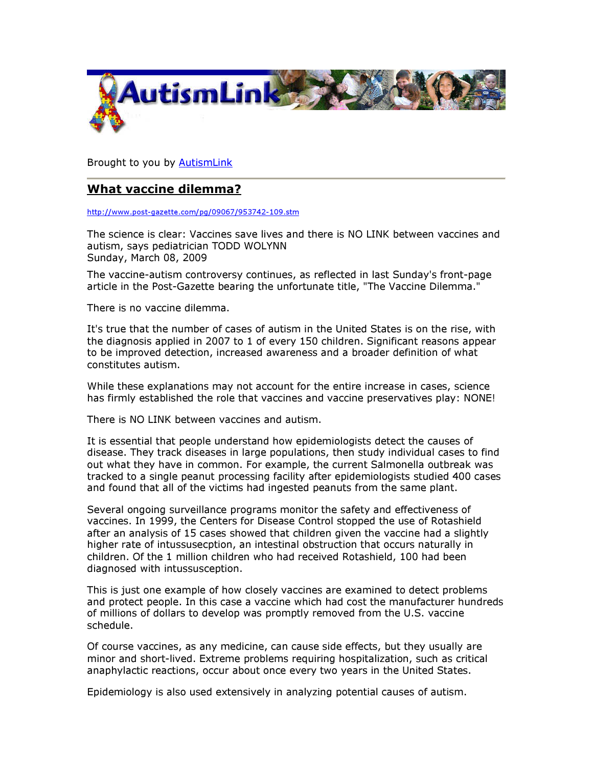Brought to you by AutismLink

## What vaccine dilemma?

http://www.post-gazette.com/pg/09067/953742-109.stm

The science is clear: Vaccines save lives and there is NO LINK between vaccines and autism, says pediatrician TODD WOLYNN
Sunday, March 08, 2009

The vaccine-autism controversy continues, as reflected in last Sunday's front-page article in the Post-Gazette bearing the unfortunate title, "The Vaccine Dilemma."

There is no vaccine dilemma.

It's true that the number of cases of autism in the United States is on the rise, with the diagnosis applied in 2007 to 1 of every 150 children. Significant reasons appear to be improved detection, increased awareness and a broader definition of what constitutes autism.

While these explanations may not account for the entire increase in cases, science has firmly established the role that vaccines and vaccine preservatives play: NONE!

There is NO LINK between vaccines and autism.

It is essential that people understand how epidemiologists detect the causes of disease. They track diseases in large populations, then study individual cases to find out what they have in common. For example, the current Salmonella outbreak was tracked to a single peanut processing facility after epidemiologists studied 400 cases and found that all of the victims had ingested peanuts from the same plant.

Several ongoing surveillance programs monitor the safety and effectiveness of vaccines. In 1999, the Centers for Disease Control stopped the use of Rotashield after an analysis of 15 cases showed that children given the vaccine had a slightly higher rate of intussusecption, an intestinal obstruction that occurs naturally in children. Of the 1 million children who had received Rotashield, 100 had been diagnosed with intussusception.

This is just one example of how closely vaccines are examined to detect problems and protect people. In this case a vaccine which had cost the manufacturer hundreds of millions of dollars to develop was promptly removed from the U.S. vaccine schedule.

Of course vaccines, as any medicine, can cause side effects, but they usually are minor and short-lived. Extreme problems requiring hospitalization, such as critical anaphylactic reactions, occur about once every two years in the United States.

Epidemiology is also used extensively in analyzing potential causes of autism.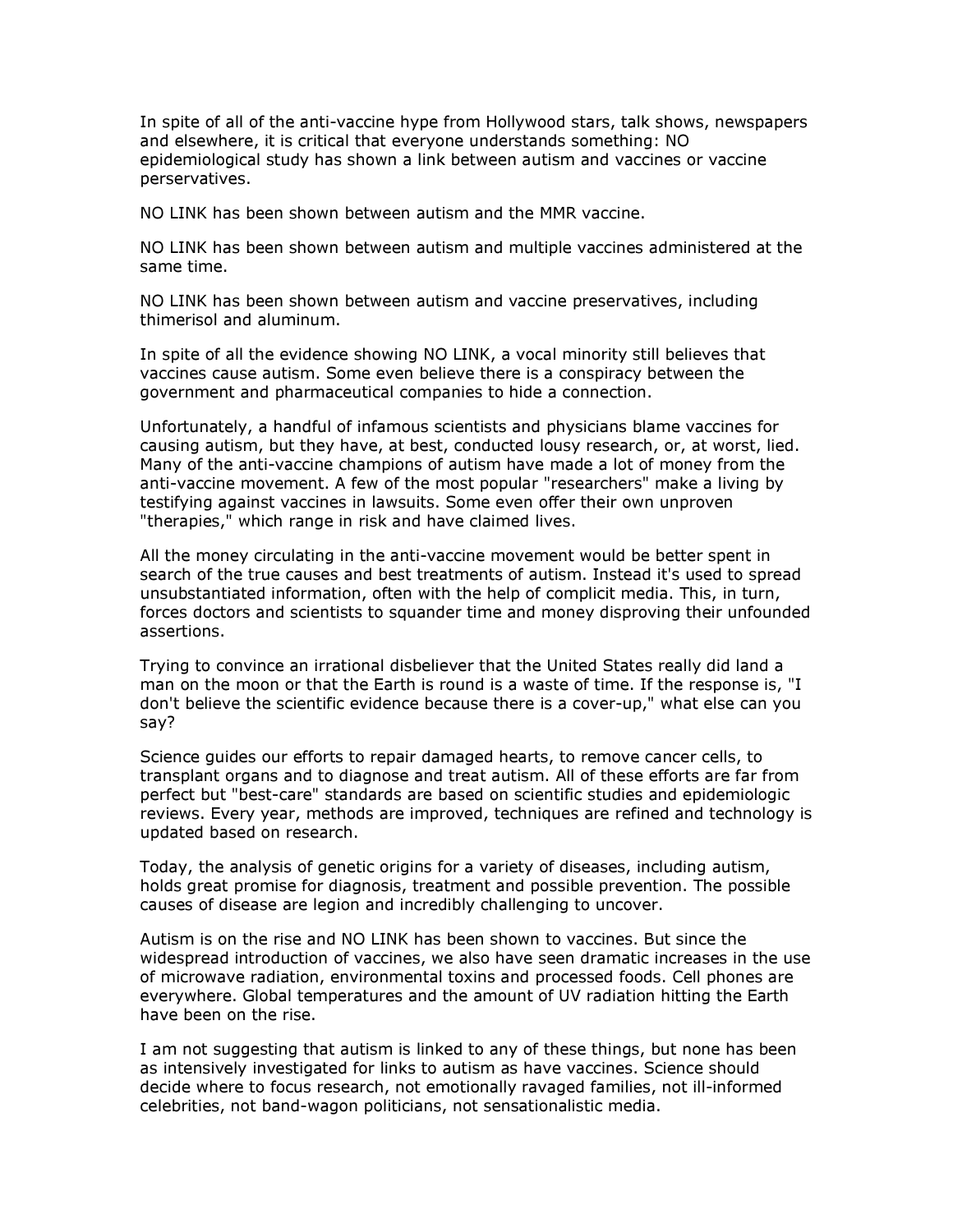In spite of all of the anti-vaccine hype from Hollywood stars, talk shows, newspapers and elsewhere, it is critical that everyone understands something: NO epidemiological study has shown a link between autism and vaccines or vaccine perservatives.

NO LINK has been shown between autism and the MMR vaccine.

NO LINK has been shown between autism and multiple vaccines administered at the same time.

NO LINK has been shown between autism and vaccine preservatives, including thimerisol and aluminum.

In spite of all the evidence showing NO LINK, a vocal minority still believes that vaccines cause autism. Some even believe there is a conspiracy between the government and pharmaceutical companies to hide a connection.

Unfortunately, a handful of infamous scientists and physicians blame vaccines for causing autism, but they have, at best, conducted lousy research, or, at worst, lied. Many of the anti-vaccine champions of autism have made a lot of money from the anti-vaccine movement. A few of the most popular "researchers" make a living by testifying against vaccines in lawsuits. Some even offer their own unproven "therapies," which range in risk and have claimed lives.

All the money circulating in the anti-vaccine movement would be better spent in search of the true causes and best treatments of autism. Instead it's used to spread unsubstantiated information, often with the help of complicit media. This, in turn, forces doctors and scientists to squander time and money disproving their unfounded assertions.

Trying to convince an irrational disbeliever that the United States really did land a man on the moon or that the Earth is round is a waste of time. If the response is, "I don't believe the scientific evidence because there is a cover-up," what else can you say?

Science guides our efforts to repair damaged hearts, to remove cancer cells, to transplant organs and to diagnose and treat autism. All of these efforts are far from perfect but "best-care" standards are based on scientific studies and epidemiologic reviews. Every year, methods are improved, techniques are refined and technology is updated based on research.

Today, the analysis of genetic origins for a variety of diseases, including autism, holds great promise for diagnosis, treatment and possible prevention. The possible causes of disease are legion and incredibly challenging to uncover.

Autism is on the rise and NO LINK has been shown to vaccines. But since the widespread introduction of vaccines, we also have seen dramatic increases in the use of microwave radiation, environmental toxins and processed foods. Cell phones are everywhere. Global temperatures and the amount of UV radiation hitting the Earth have been on the rise.

I am not suggesting that autism is linked to any of these things, but none has been as intensively investigated for links to autism as have vaccines. Science should decide where to focus research, not emotionally ravaged families, not ill-informed celebrities, not band-wagon politicians, not sensationalistic media.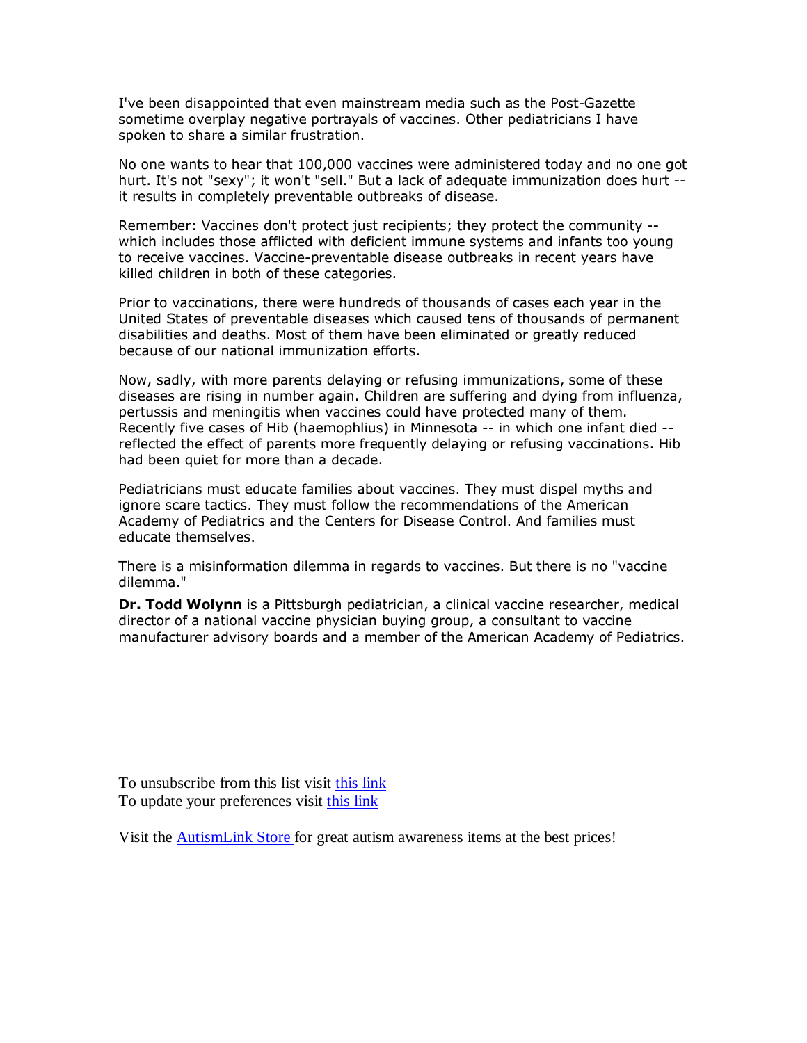I've been disappointed that even mainstream media such as the Post-Gazette sometime overplay negative portrayals of vaccines. Other pediatricians I have spoken to share a similar frustration.

No one wants to hear that 100,000 vaccines were administered today and no one got hurt. It's not "sexy"; it won't "sell." But a lack of adequate immunization does hurt -- it results in completely preventable outbreaks of disease.

Remember: Vaccines don't protect just recipients; they protect the community -- which includes those afflicted with deficient immune systems and infants too young to receive vaccines. Vaccine-preventable disease outbreaks in recent years have killed children in both of these categories.

Prior to vaccinations, there were hundreds of thousands of cases each year in the United States of preventable diseases which caused tens of thousands of permanent disabilities and deaths. Most of them have been eliminated or greatly reduced because of our national immunization efforts.

Now, sadly, with more parents delaying or refusing immunizations, some of these diseases are rising in number again. Children are suffering and dying from influenza, pertussis and meningitis when vaccines could have protected many of them. Recently five cases of Hib (haemophlius) in Minnesota -- in which one infant died -- reflected the effect of parents more frequently delaying or refusing vaccinations. Hib had been quiet for more than a decade.

Pediatricians must educate families about vaccines. They must dispel myths and ignore scare tactics. They must follow the recommendations of the American Academy of Pediatrics and the Centers for Disease Control. And families must educate themselves.

There is a misinformation dilemma in regards to vaccines. But there is no "vaccine dilemma."

**Dr. Todd Wolynn** is a Pittsburgh pediatrician, a clinical vaccine researcher, medical director of a national vaccine physician buying group, a consultant to vaccine manufacturer advisory boards and a member of the American Academy of Pediatrics.

To unsubscribe from this list visit this link
To update your preferences visit this link

Visit the AutismLink Store for great autism awareness items at the best prices!